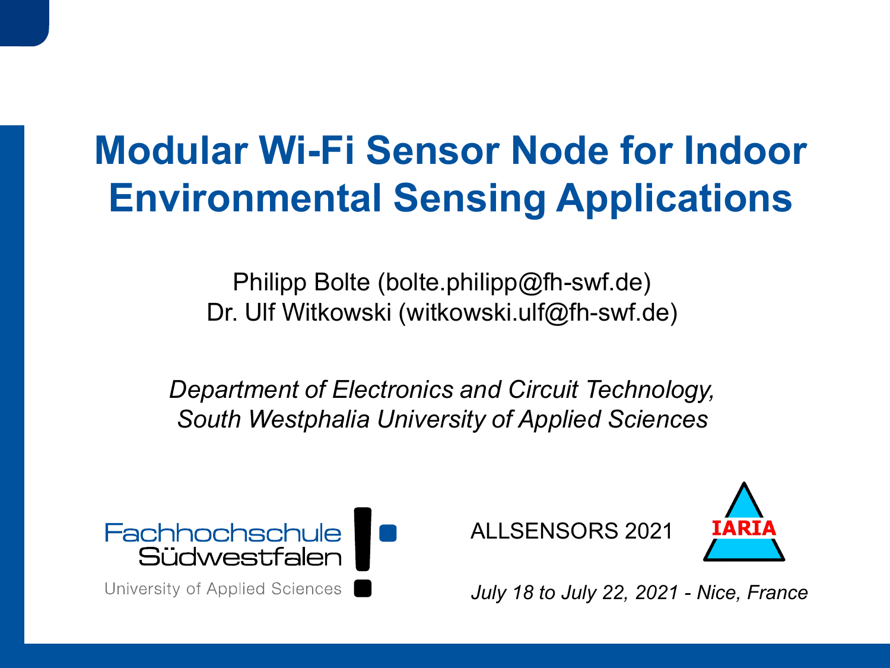# Modular Wi-Fi Sensor Node for Indoor Environmental Sensing Applications

Philipp Bolte (bolte.philipp@fh-swf.de)
Dr. Ulf Witkowski (witkowski.ulf@fh-swf.de)

*Department of Electronics and Circuit Technology,*
*South Westphalia University of Applied Sciences*

Fachhochschule Südwestfalen
University of Applied Sciences

ALLSENSORS 2021

IARIA

*July 18 to July 22, 2021 - Nice, France*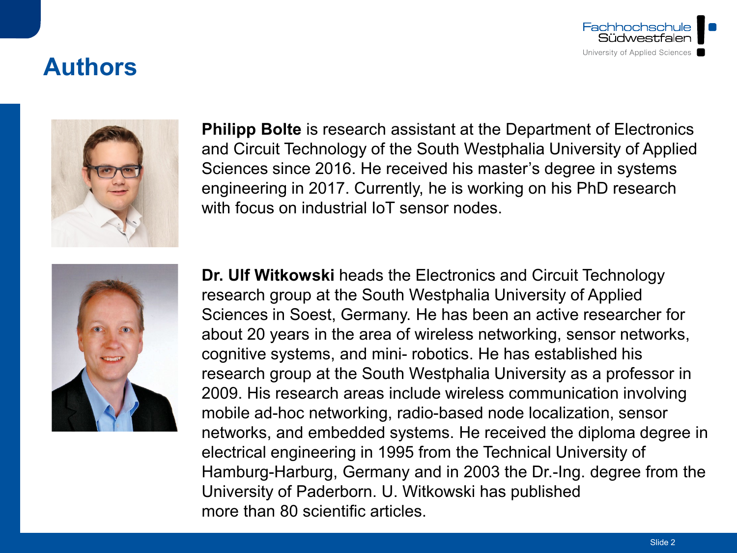# Authors

**Philipp Bolte** is research assistant at the Department of Electronics and Circuit Technology of the South Westphalia University of Applied Sciences since 2016. He received his master's degree in systems engineering in 2017. Currently, he is working on his PhD research with focus on industrial IoT sensor nodes.

**Dr. Ulf Witkowski** heads the Electronics and Circuit Technology research group at the South Westphalia University of Applied Sciences in Soest, Germany. He has been an active researcher for about 20 years in the area of wireless networking, sensor networks, cognitive systems, and mini- robotics. He has established his research group at the South Westphalia University as a professor in 2009. His research areas include wireless communication involving mobile ad-hoc networking, radio-based node localization, sensor networks, and embedded systems. He received the diploma degree in electrical engineering in 1995 from the Technical University of Hamburg-Harburg, Germany and in 2003 the Dr.-Ing. degree from the University of Paderborn. U. Witkowski has published more than 80 scientific articles.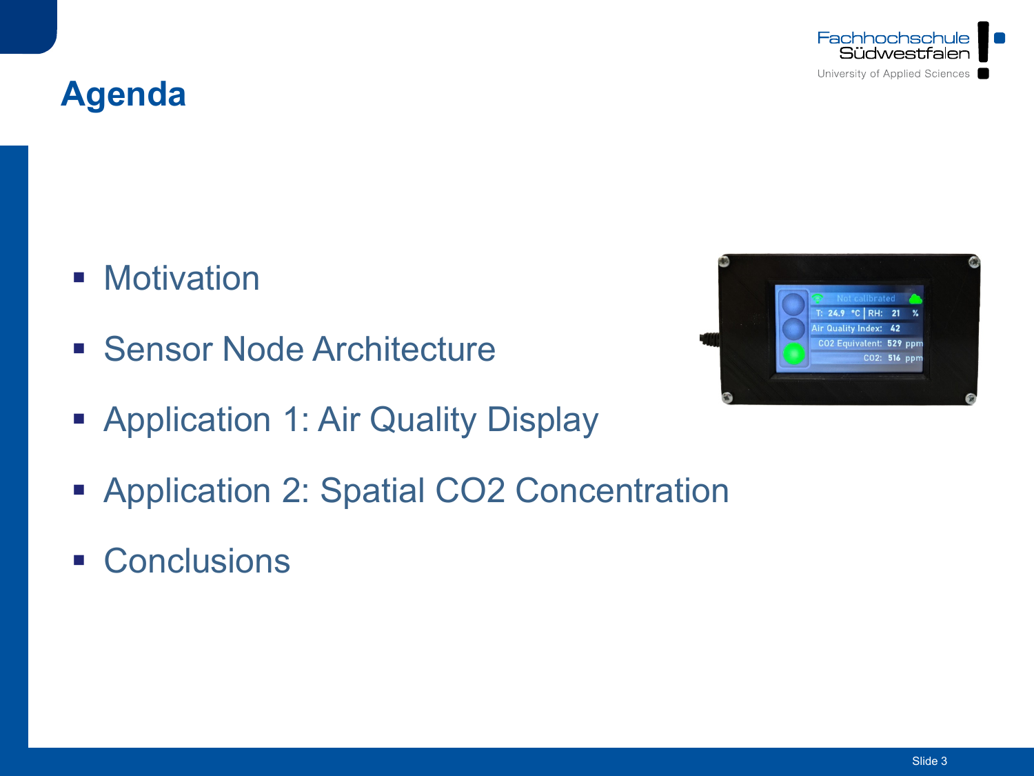# Agenda

- Motivation
- Sensor Node Architecture
- Application 1: Air Quality Display
- Application 2: Spatial $CO_2$ Concentration
- Conclusions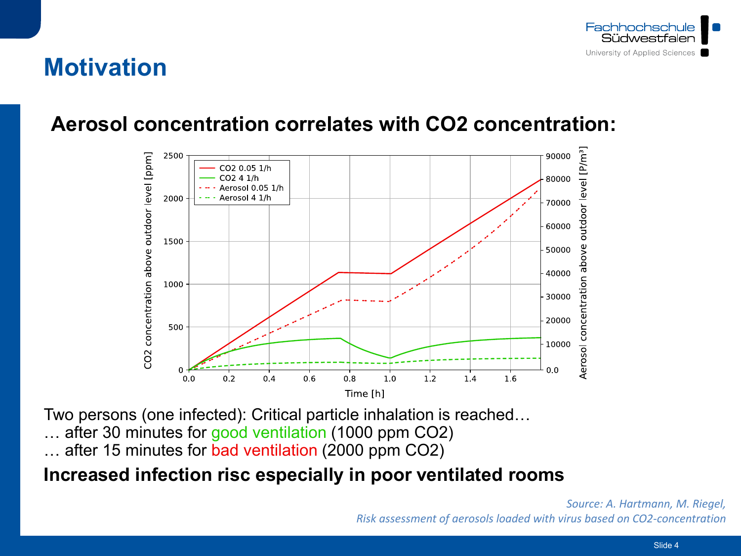# Motivation

## Aerosol concentration correlates with CO2 concentration:

Two persons (one infected): Critical particle inhalation is reached…
… after 30 minutes for good ventilation (1000 ppm CO2)
… after 15 minutes for bad ventilation (2000 ppm CO2)

**Increased infection risc especially in poor ventilated rooms**

*Source: A. Hartmann, M. Riegel, Risk assessment of aerosols loaded with virus based on CO2-concentration*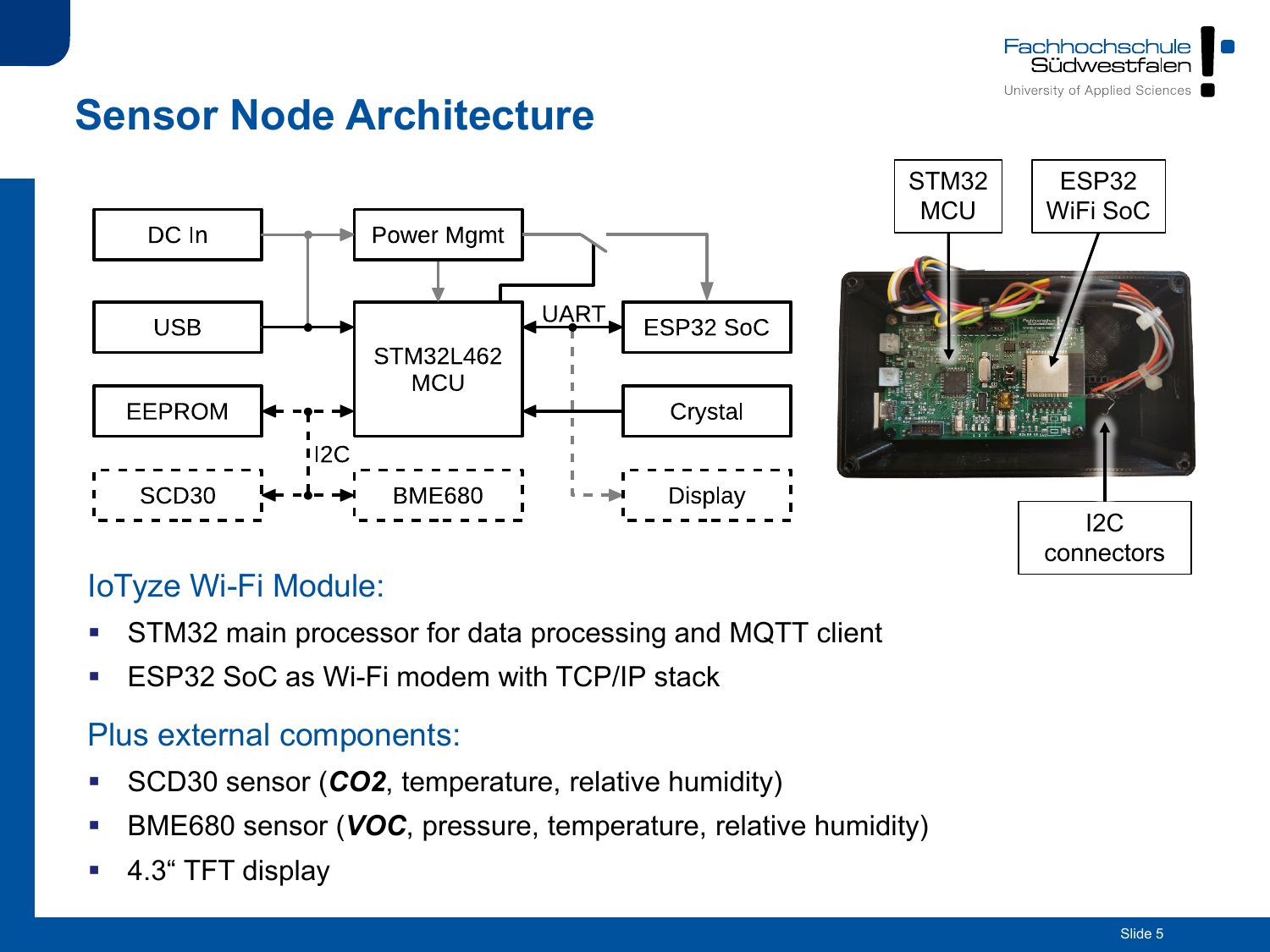# Sensor Node Architecture

DC In | Power Mgmt | USB | STM32L462 MCU | UART | ESP32 SoC | EEPROM | Crystal | I2C | SCD30 | BME680 | Display

STM32 MCU | ESP32 WiFi SoC | I2C connectors

## IoTyze Wi-Fi Module:

- STM32 main processor for data processing and MQTT client
- ESP32 SoC as Wi-Fi modem with TCP/IP stack

## Plus external components:

- SCD30 sensor (***CO2***, temperature, relative humidity)
- BME680 sensor (***VOC***, pressure, temperature, relative humidity)
- 4.3“ TFT display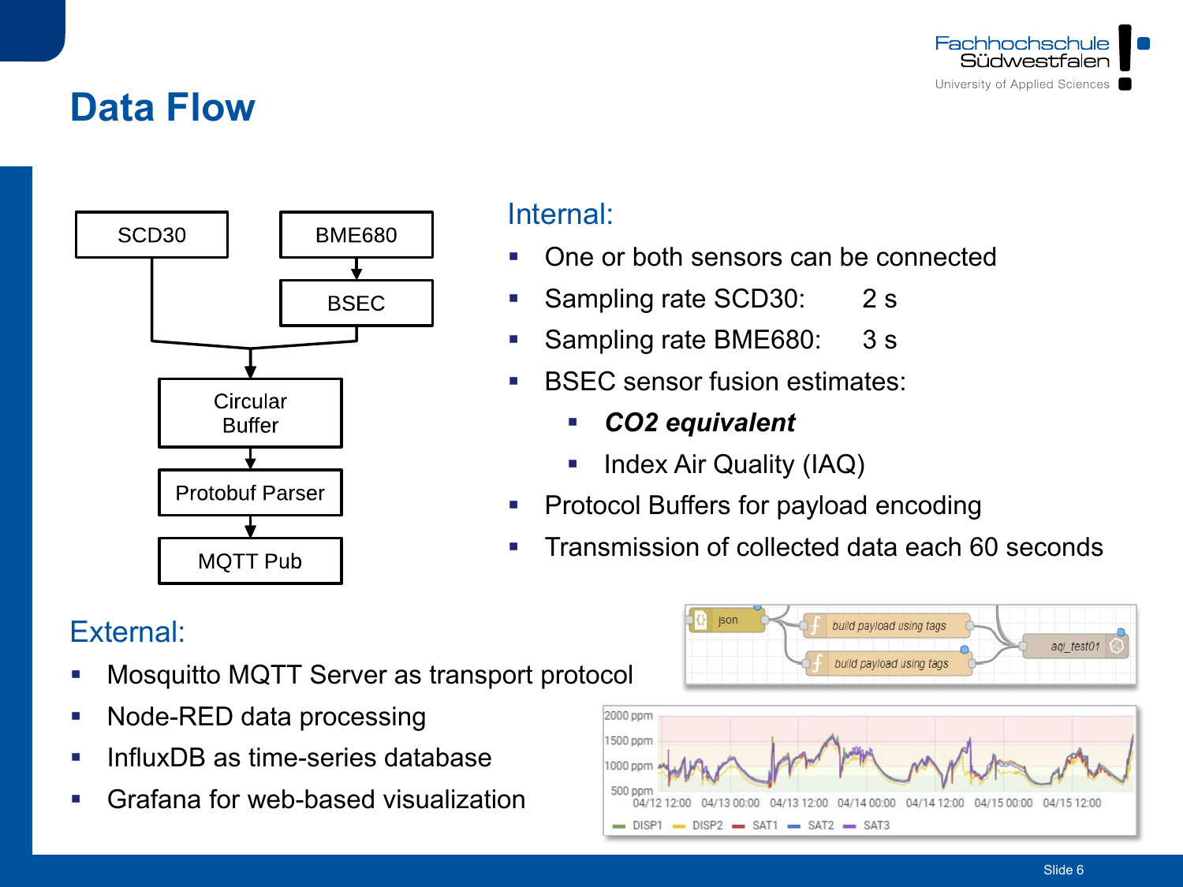# Data Flow

SCD30 → Circular Buffer
BME680 → BSEC → Circular Buffer
Circular Buffer → Protobuf Parser → MQTT Pub

## Internal:

- One or both sensors can be connected
- Sampling rate SCD30: 2 s
- Sampling rate BME680: 3 s
- BSEC sensor fusion estimates:
  - ***CO2 equivalent***
  - Index Air Quality (IAQ)
- Protocol Buffers for payload encoding
- Transmission of collected data each 60 seconds

## External:

- Mosquitto MQTT Server as transport protocol
- Node-RED data processing
- InfluxDB as time-series database
- Grafana for web-based visualization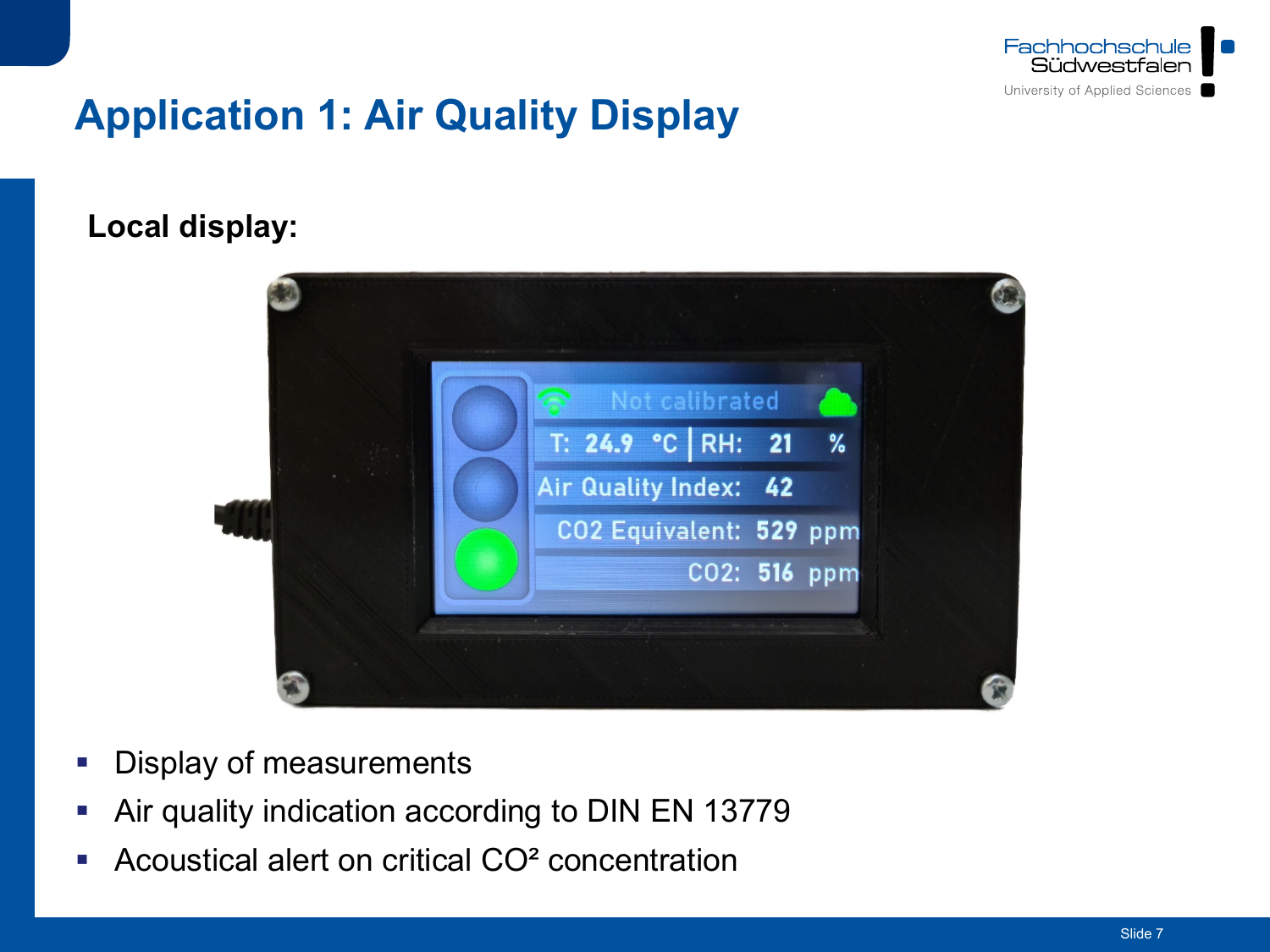# Application 1: Air Quality Display

**Local display:**

- Display of measurements
- Air quality indication according to DIN EN 13779
- Acoustical alert on critical CO² concentration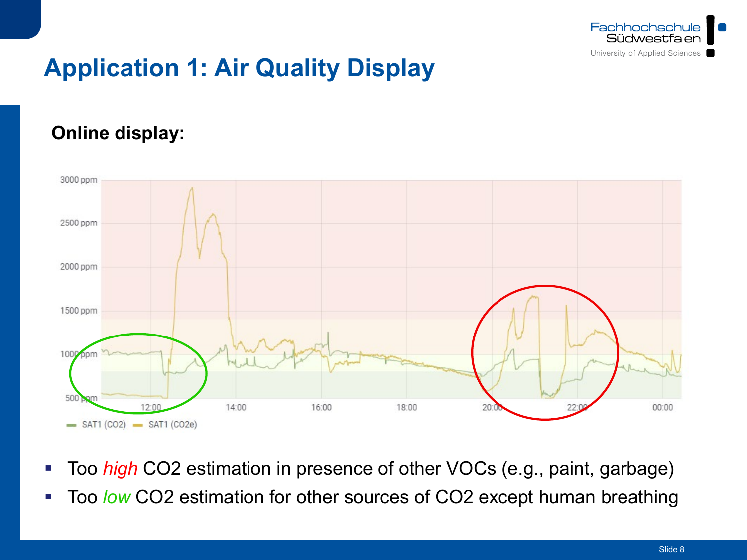# Application 1: Air Quality Display

**Online display:**

- Too *high* $CO_2$ estimation in presence of other VOCs (e.g., paint, garbage)
- Too *low* $CO_2$ estimation for other sources of $CO_2$ except human breathing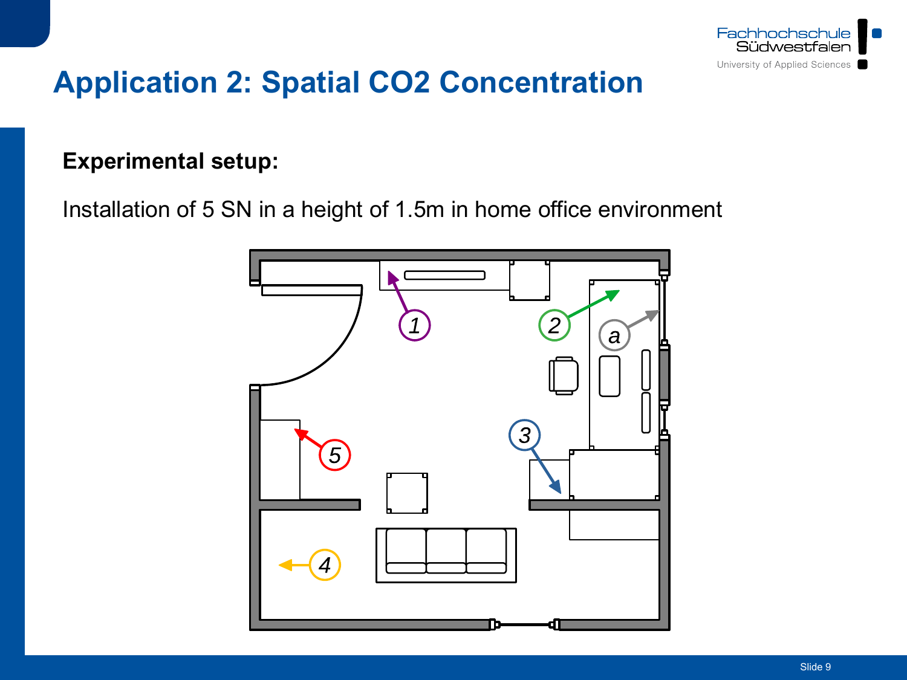# Application 2: Spatial $CO_2$ Concentration

**Experimental setup:**

Installation of 5 SN in a height of 1.5m in home office environment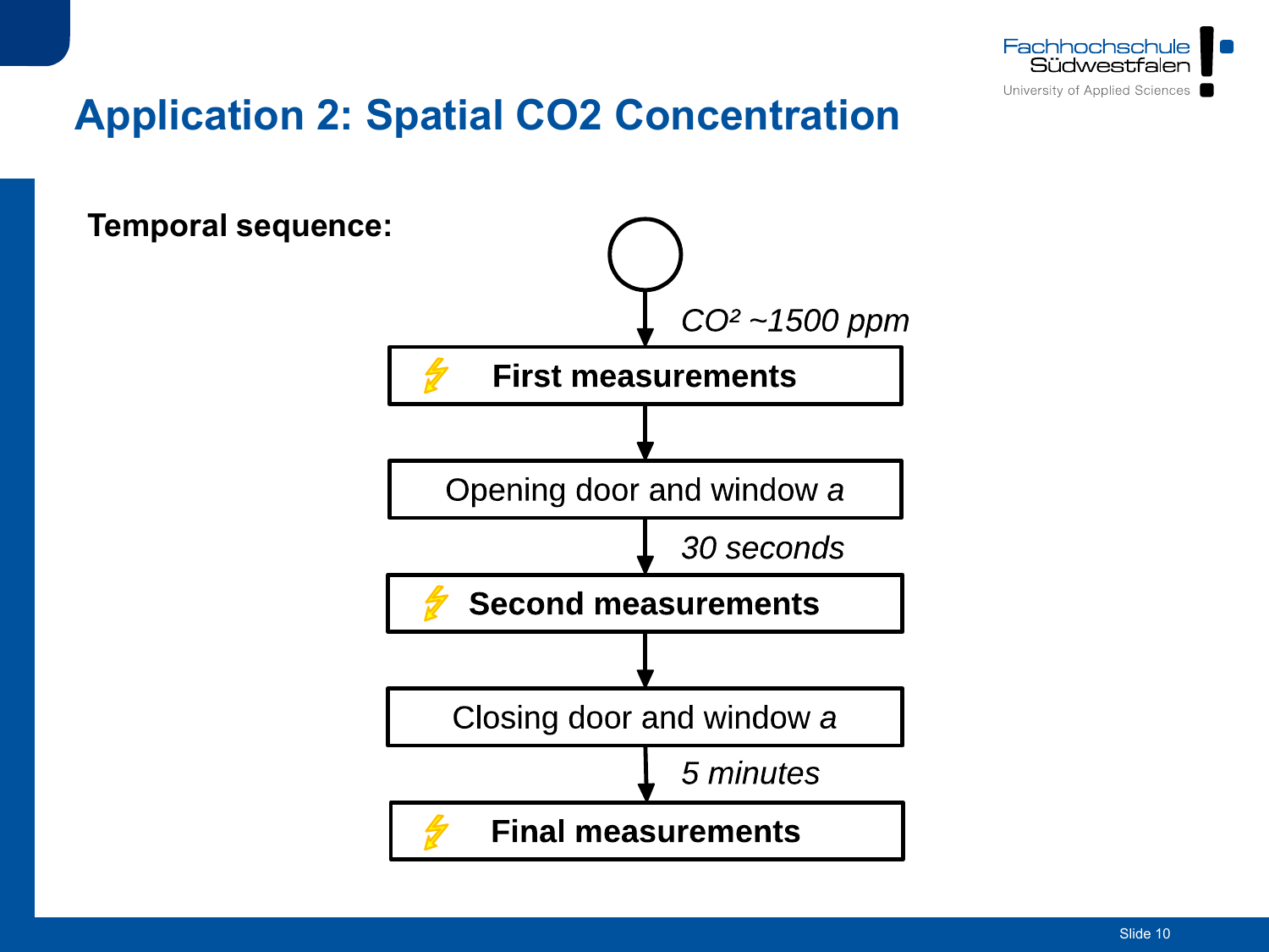# Application 2: Spatial CO2 Concentration

**Temporal sequence:**

- *$CO^2$ ~1500 ppm*
- **First measurements**
- Opening door and window *a*
- *30 seconds*
- **Second measurements**
- Closing door and window *a*
- *5 minutes*
- **Final measurements**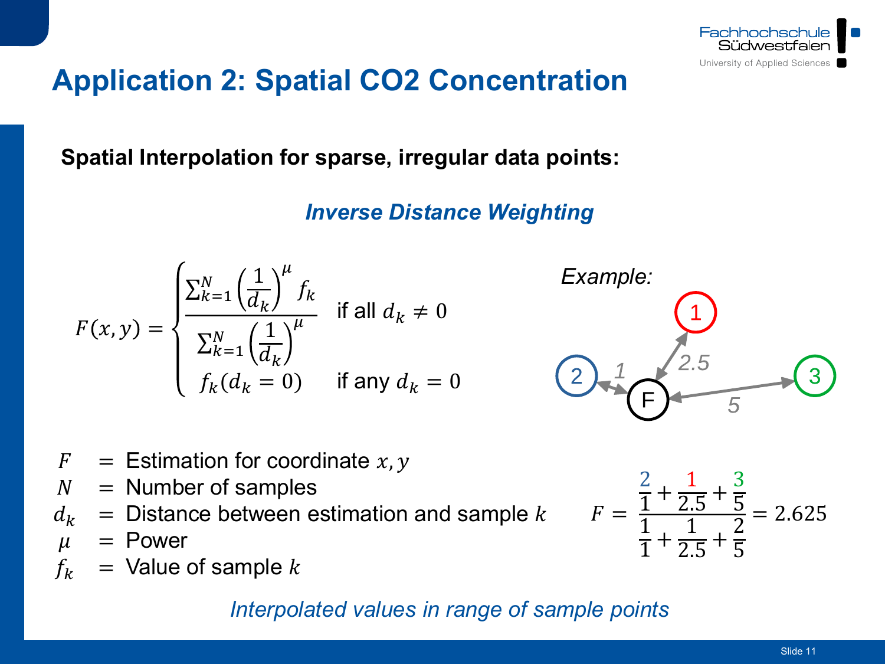# Application 2: Spatial CO2 Concentration

**Spatial Interpolation for sparse, irregular data points:**

***Inverse Distance Weighting***

$$F(x,y) = \begin{cases} \dfrac{\sum_{k=1}^{N} \left(\frac{1}{d_k}\right)^{\mu} f_k}{\sum_{k=1}^{N} \left(\frac{1}{d_k}\right)^{\mu}} & \text{if all } d_k \neq 0 \\ f_k(d_k = 0) & \text{if any } d_k = 0 \end{cases}$$

*Example:*

(Sample 1 at distance 2.5, sample 2 at distance 1, sample 3 at distance 5 from F)

$$F = \frac{\frac{2}{1} + \frac{1}{2.5} + \frac{3}{5}}{\frac{1}{1} + \frac{1}{2.5} + \frac{2}{5}} = 2.625$$

- $F$ = Estimation for coordinate $x, y$
- $N$ = Number of samples
- $d_k$ = Distance between estimation and sample $k$
- $\mu$ = Power
- $f_k$ = Value of sample $k$

*Interpolated values in range of sample points*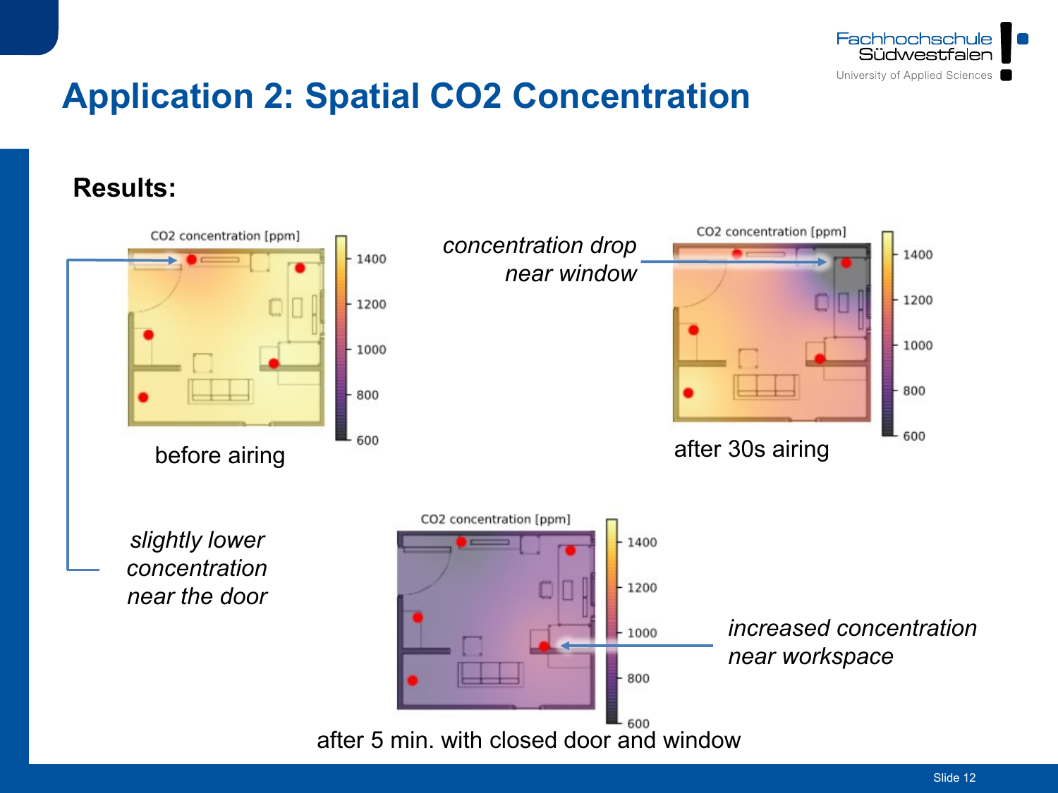# Application 2: Spatial $CO_2$ Concentration

**Results:**

CO2 concentration [ppm]

1400
1200
1000
800
600

before airing

*concentration drop near window*

CO2 concentration [ppm]

1400
1200
1000
800
600

after 30s airing

*slightly lower concentration near the door*

CO2 concentration [ppm]

1400
1200
1000
800
600

*increased concentration near workspace*

after 5 min. with closed door and window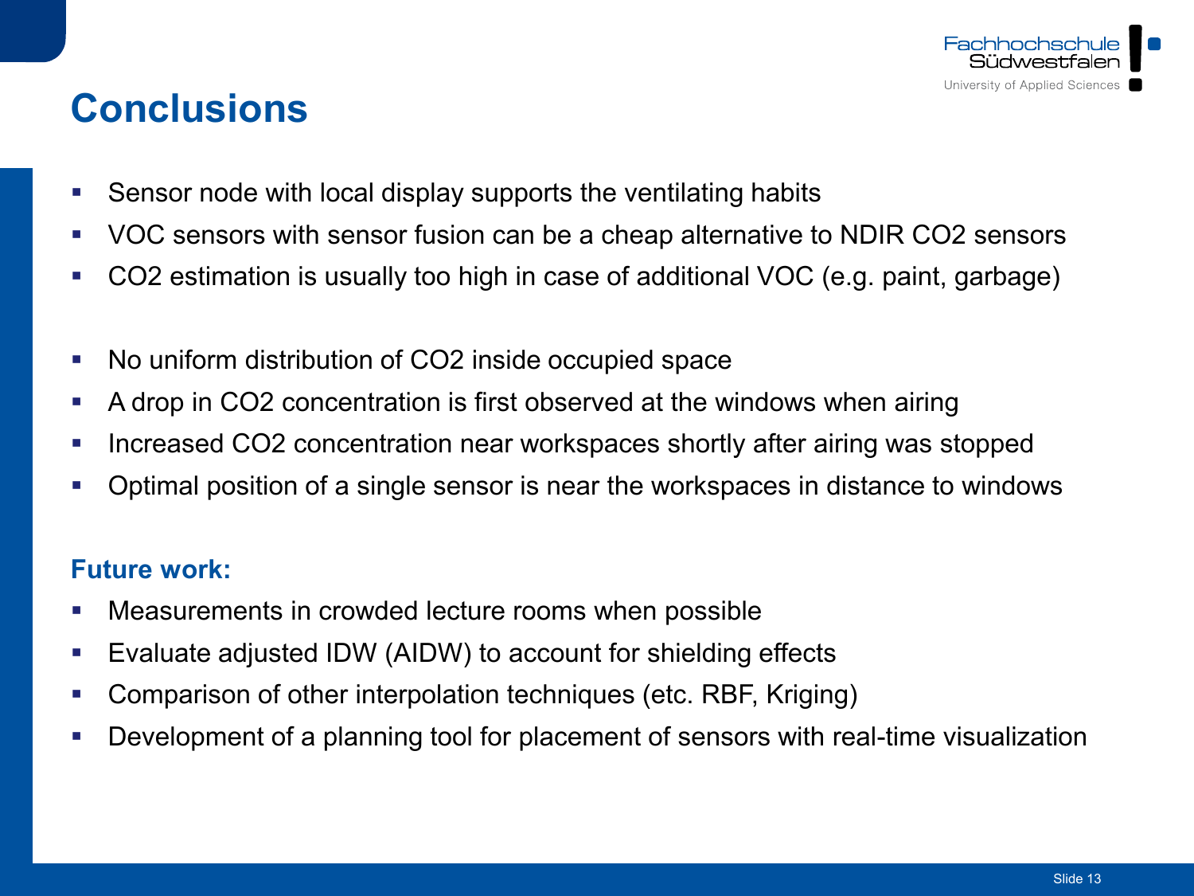# Conclusions

- Sensor node with local display supports the ventilating habits
- VOC sensors with sensor fusion can be a cheap alternative to NDIR $CO_2$ sensors
- $CO_2$ estimation is usually too high in case of additional VOC (e.g. paint, garbage)

- No uniform distribution of $CO_2$ inside occupied space
- A drop in $CO_2$ concentration is first observed at the windows when airing
- Increased $CO_2$ concentration near workspaces shortly after airing was stopped
- Optimal position of a single sensor is near the workspaces in distance to windows

**Future work:**

- Measurements in crowded lecture rooms when possible
- Evaluate adjusted IDW (AIDW) to account for shielding effects
- Comparison of other interpolation techniques (etc. RBF, Kriging)
- Development of a planning tool for placement of sensors with real-time visualization